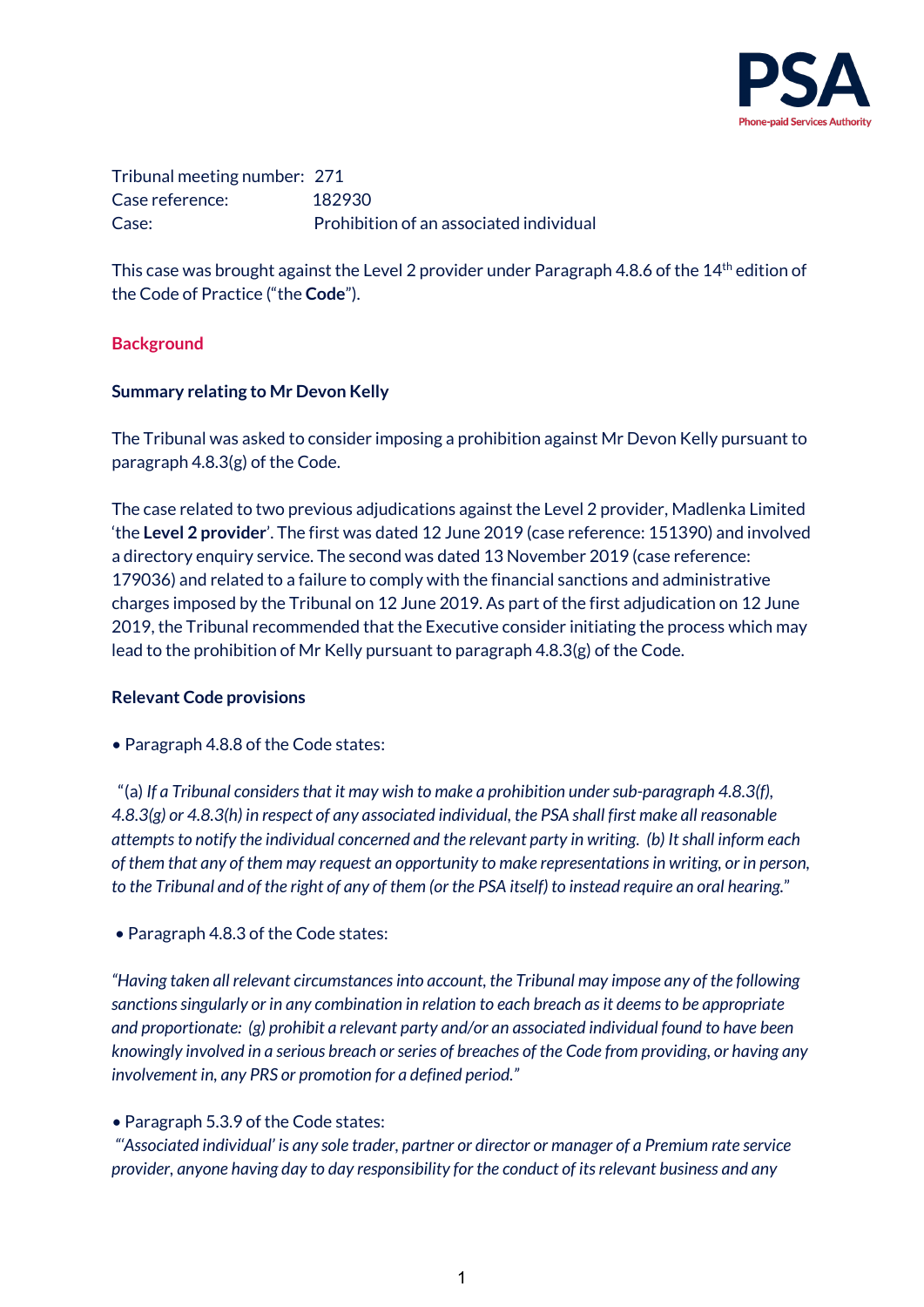Tribunal meeting number: 271
Case reference: 182930
Case: Prohibition of an associated individual

This case was brought against the Level 2 provider under Paragraph 4.8.6 of the 14th edition of the Code of Practice ("the **Code**").

## Background

### Summary relating to Mr Devon Kelly

The Tribunal was asked to consider imposing a prohibition against Mr Devon Kelly pursuant to paragraph 4.8.3(g) of the Code.

The case related to two previous adjudications against the Level 2 provider, Madlenka Limited 'the **Level 2 provider**'. The first was dated 12 June 2019 (case reference: 151390) and involved a directory enquiry service. The second was dated 13 November 2019 (case reference: 179036) and related to a failure to comply with the financial sanctions and administrative charges imposed by the Tribunal on 12 June 2019. As part of the first adjudication on 12 June 2019, the Tribunal recommended that the Executive consider initiating the process which may lead to the prohibition of Mr Kelly pursuant to paragraph 4.8.3(g) of the Code.

### Relevant Code provisions

- Paragraph 4.8.8 of the Code states:

"(a) *If a Tribunal considers that it may wish to make a prohibition under sub-paragraph 4.8.3(f), 4.8.3(g) or 4.8.3(h) in respect of any associated individual, the PSA shall first make all reasonable attempts to notify the individual concerned and the relevant party in writing. (b) It shall inform each of them that any of them may request an opportunity to make representations in writing, or in person, to the Tribunal and of the right of any of them (or the PSA itself) to instead require an oral hearing.*"

- Paragraph 4.8.3 of the Code states:

*"Having taken all relevant circumstances into account, the Tribunal may impose any of the following sanctions singularly or in any combination in relation to each breach as it deems to be appropriate and proportionate: (g) prohibit a relevant party and/or an associated individual found to have been knowingly involved in a serious breach or series of breaches of the Code from providing, or having any involvement in, any PRS or promotion for a defined period."*

- Paragraph 5.3.9 of the Code states:

*"'Associated individual' is any sole trader, partner or director or manager of a Premium rate service provider, anyone having day to day responsibility for the conduct of its relevant business and any*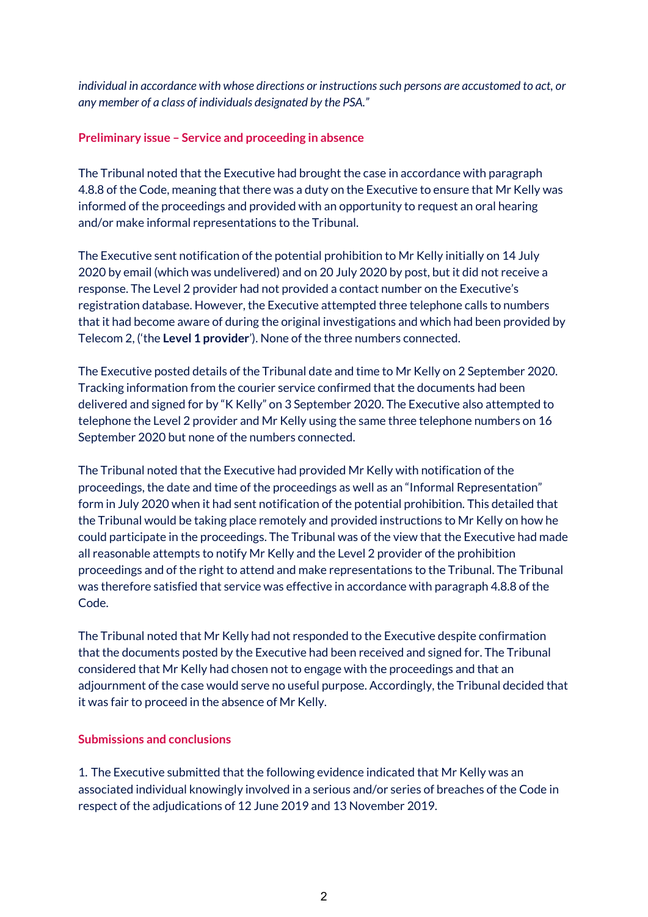*individual in accordance with whose directions or instructions such persons are accustomed to act, or any member of a class of individuals designated by the PSA."*

## Preliminary issue – Service and proceeding in absence

The Tribunal noted that the Executive had brought the case in accordance with paragraph 4.8.8 of the Code, meaning that there was a duty on the Executive to ensure that Mr Kelly was informed of the proceedings and provided with an opportunity to request an oral hearing and/or make informal representations to the Tribunal.

The Executive sent notification of the potential prohibition to Mr Kelly initially on 14 July 2020 by email (which was undelivered) and on 20 July 2020 by post, but it did not receive a response. The Level 2 provider had not provided a contact number on the Executive's registration database. However, the Executive attempted three telephone calls to numbers that it had become aware of during the original investigations and which had been provided by Telecom 2, ('the **Level 1 provider**'). None of the three numbers connected.

The Executive posted details of the Tribunal date and time to Mr Kelly on 2 September 2020. Tracking information from the courier service confirmed that the documents had been delivered and signed for by "K Kelly" on 3 September 2020. The Executive also attempted to telephone the Level 2 provider and Mr Kelly using the same three telephone numbers on 16 September 2020 but none of the numbers connected.

The Tribunal noted that the Executive had provided Mr Kelly with notification of the proceedings, the date and time of the proceedings as well as an "Informal Representation" form in July 2020 when it had sent notification of the potential prohibition. This detailed that the Tribunal would be taking place remotely and provided instructions to Mr Kelly on how he could participate in the proceedings. The Tribunal was of the view that the Executive had made all reasonable attempts to notify Mr Kelly and the Level 2 provider of the prohibition proceedings and of the right to attend and make representations to the Tribunal. The Tribunal was therefore satisfied that service was effective in accordance with paragraph 4.8.8 of the Code.

The Tribunal noted that Mr Kelly had not responded to the Executive despite confirmation that the documents posted by the Executive had been received and signed for. The Tribunal considered that Mr Kelly had chosen not to engage with the proceedings and that an adjournment of the case would serve no useful purpose. Accordingly, the Tribunal decided that it was fair to proceed in the absence of Mr Kelly.

## Submissions and conclusions

1. The Executive submitted that the following evidence indicated that Mr Kelly was an associated individual knowingly involved in a serious and/or series of breaches of the Code in respect of the adjudications of 12 June 2019 and 13 November 2019.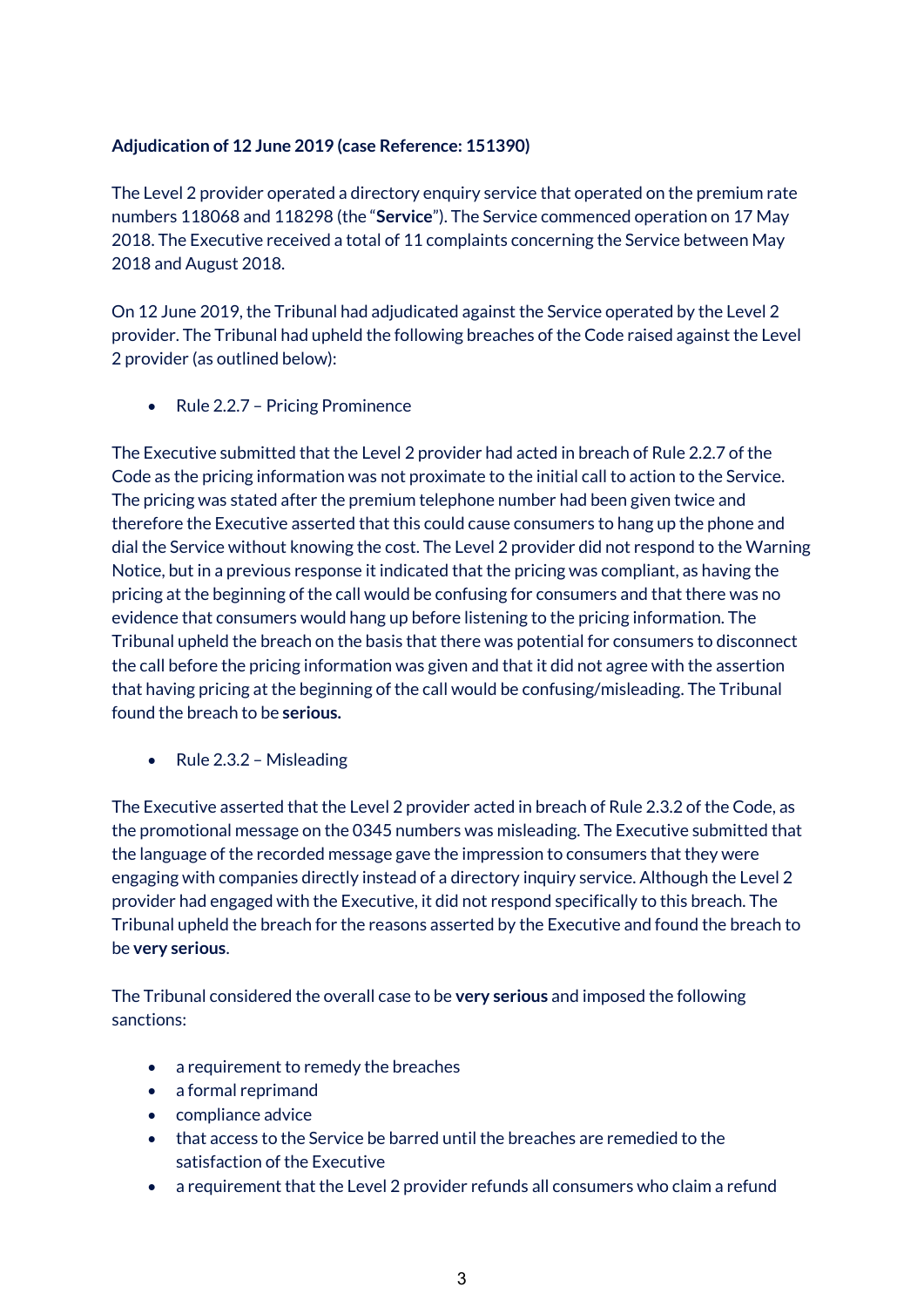**Adjudication of 12 June 2019 (case Reference: 151390)**

The Level 2 provider operated a directory enquiry service that operated on the premium rate numbers 118068 and 118298 (the "**Service**"). The Service commenced operation on 17 May 2018. The Executive received a total of 11 complaints concerning the Service between May 2018 and August 2018.

On 12 June 2019, the Tribunal had adjudicated against the Service operated by the Level 2 provider. The Tribunal had upheld the following breaches of the Code raised against the Level 2 provider (as outlined below):

- Rule 2.2.7 – Pricing Prominence

The Executive submitted that the Level 2 provider had acted in breach of Rule 2.2.7 of the Code as the pricing information was not proximate to the initial call to action to the Service. The pricing was stated after the premium telephone number had been given twice and therefore the Executive asserted that this could cause consumers to hang up the phone and dial the Service without knowing the cost. The Level 2 provider did not respond to the Warning Notice, but in a previous response it indicated that the pricing was compliant, as having the pricing at the beginning of the call would be confusing for consumers and that there was no evidence that consumers would hang up before listening to the pricing information. The Tribunal upheld the breach on the basis that there was potential for consumers to disconnect the call before the pricing information was given and that it did not agree with the assertion that having pricing at the beginning of the call would be confusing/misleading. The Tribunal found the breach to be **serious.**

- Rule 2.3.2 – Misleading

The Executive asserted that the Level 2 provider acted in breach of Rule 2.3.2 of the Code, as the promotional message on the 0345 numbers was misleading. The Executive submitted that the language of the recorded message gave the impression to consumers that they were engaging with companies directly instead of a directory inquiry service. Although the Level 2 provider had engaged with the Executive, it did not respond specifically to this breach. The Tribunal upheld the breach for the reasons asserted by the Executive and found the breach to be **very serious**.

The Tribunal considered the overall case to be **very serious** and imposed the following sanctions:

- a requirement to remedy the breaches
- a formal reprimand
- compliance advice
- that access to the Service be barred until the breaches are remedied to the satisfaction of the Executive
- a requirement that the Level 2 provider refunds all consumers who claim a refund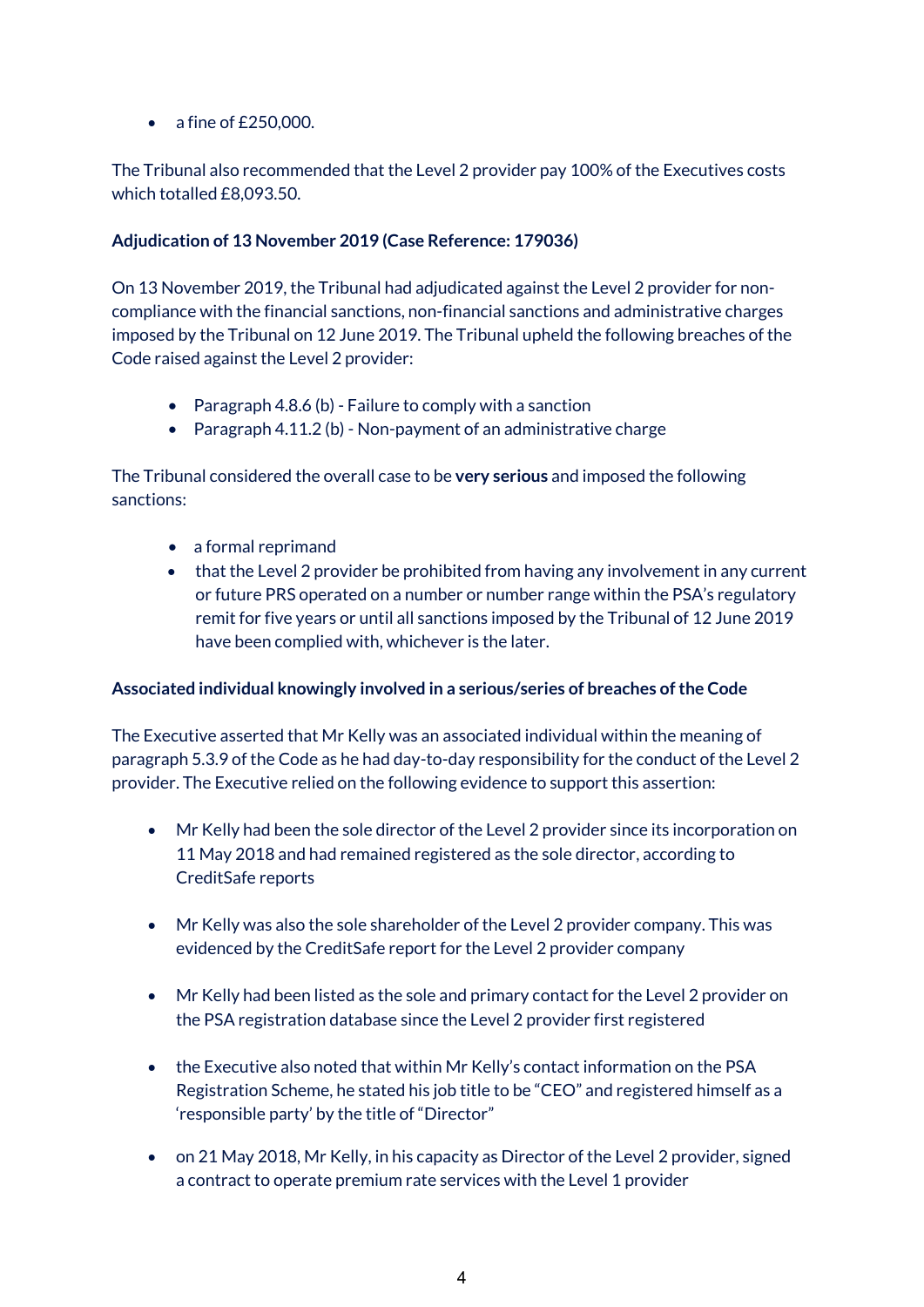- a fine of £250,000.

The Tribunal also recommended that the Level 2 provider pay 100% of the Executives costs which totalled £8,093.50.

**Adjudication of 13 November 2019 (Case Reference: 179036)**

On 13 November 2019, the Tribunal had adjudicated against the Level 2 provider for non-compliance with the financial sanctions, non-financial sanctions and administrative charges imposed by the Tribunal on 12 June 2019. The Tribunal upheld the following breaches of the Code raised against the Level 2 provider:

- Paragraph 4.8.6 (b) - Failure to comply with a sanction
- Paragraph 4.11.2 (b) - Non-payment of an administrative charge

The Tribunal considered the overall case to be **very serious** and imposed the following sanctions:

- a formal reprimand
- that the Level 2 provider be prohibited from having any involvement in any current or future PRS operated on a number or number range within the PSA's regulatory remit for five years or until all sanctions imposed by the Tribunal of 12 June 2019 have been complied with, whichever is the later.

**Associated individual knowingly involved in a serious/series of breaches of the Code**

The Executive asserted that Mr Kelly was an associated individual within the meaning of paragraph 5.3.9 of the Code as he had day-to-day responsibility for the conduct of the Level 2 provider. The Executive relied on the following evidence to support this assertion:

- Mr Kelly had been the sole director of the Level 2 provider since its incorporation on 11 May 2018 and had remained registered as the sole director, according to CreditSafe reports

- Mr Kelly was also the sole shareholder of the Level 2 provider company. This was evidenced by the CreditSafe report for the Level 2 provider company

- Mr Kelly had been listed as the sole and primary contact for the Level 2 provider on the PSA registration database since the Level 2 provider first registered

- the Executive also noted that within Mr Kelly's contact information on the PSA Registration Scheme, he stated his job title to be "CEO" and registered himself as a 'responsible party' by the title of "Director"

- on 21 May 2018, Mr Kelly, in his capacity as Director of the Level 2 provider, signed a contract to operate premium rate services with the Level 1 provider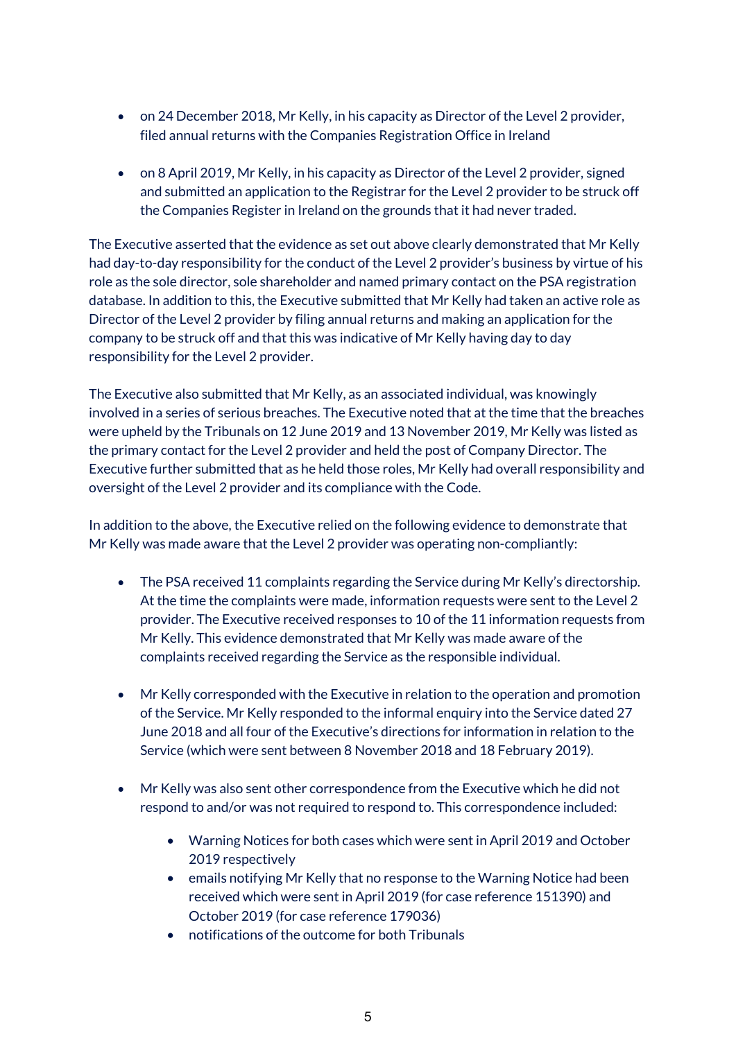- on 24 December 2018, Mr Kelly, in his capacity as Director of the Level 2 provider, filed annual returns with the Companies Registration Office in Ireland

- on 8 April 2019, Mr Kelly, in his capacity as Director of the Level 2 provider, signed and submitted an application to the Registrar for the Level 2 provider to be struck off the Companies Register in Ireland on the grounds that it had never traded.

The Executive asserted that the evidence as set out above clearly demonstrated that Mr Kelly had day-to-day responsibility for the conduct of the Level 2 provider's business by virtue of his role as the sole director, sole shareholder and named primary contact on the PSA registration database. In addition to this, the Executive submitted that Mr Kelly had taken an active role as Director of the Level 2 provider by filing annual returns and making an application for the company to be struck off and that this was indicative of Mr Kelly having day to day responsibility for the Level 2 provider.

The Executive also submitted that Mr Kelly, as an associated individual, was knowingly involved in a series of serious breaches. The Executive noted that at the time that the breaches were upheld by the Tribunals on 12 June 2019 and 13 November 2019, Mr Kelly was listed as the primary contact for the Level 2 provider and held the post of Company Director. The Executive further submitted that as he held those roles, Mr Kelly had overall responsibility and oversight of the Level 2 provider and its compliance with the Code.

In addition to the above, the Executive relied on the following evidence to demonstrate that Mr Kelly was made aware that the Level 2 provider was operating non-compliantly:

- The PSA received 11 complaints regarding the Service during Mr Kelly's directorship. At the time the complaints were made, information requests were sent to the Level 2 provider. The Executive received responses to 10 of the 11 information requests from Mr Kelly. This evidence demonstrated that Mr Kelly was made aware of the complaints received regarding the Service as the responsible individual.

- Mr Kelly corresponded with the Executive in relation to the operation and promotion of the Service. Mr Kelly responded to the informal enquiry into the Service dated 27 June 2018 and all four of the Executive's directions for information in relation to the Service (which were sent between 8 November 2018 and 18 February 2019).

- Mr Kelly was also sent other correspondence from the Executive which he did not respond to and/or was not required to respond to. This correspondence included:

  - Warning Notices for both cases which were sent in April 2019 and October 2019 respectively
  - emails notifying Mr Kelly that no response to the Warning Notice had been received which were sent in April 2019 (for case reference 151390) and October 2019 (for case reference 179036)
  - notifications of the outcome for both Tribunals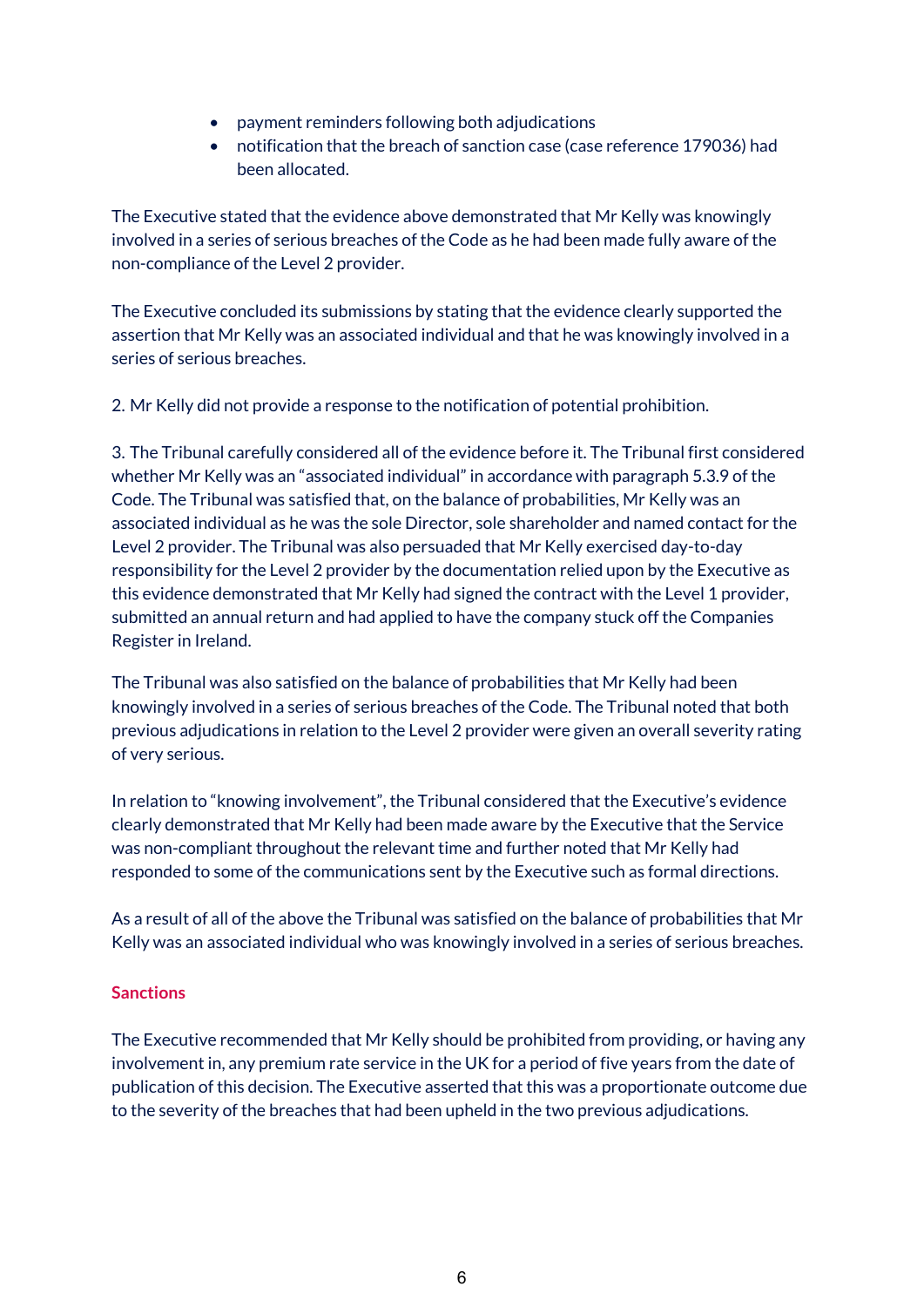- payment reminders following both adjudications
- notification that the breach of sanction case (case reference 179036) had been allocated.

The Executive stated that the evidence above demonstrated that Mr Kelly was knowingly involved in a series of serious breaches of the Code as he had been made fully aware of the non-compliance of the Level 2 provider.

The Executive concluded its submissions by stating that the evidence clearly supported the assertion that Mr Kelly was an associated individual and that he was knowingly involved in a series of serious breaches.

2. Mr Kelly did not provide a response to the notification of potential prohibition.

3. The Tribunal carefully considered all of the evidence before it. The Tribunal first considered whether Mr Kelly was an "associated individual" in accordance with paragraph 5.3.9 of the Code. The Tribunal was satisfied that, on the balance of probabilities, Mr Kelly was an associated individual as he was the sole Director, sole shareholder and named contact for the Level 2 provider. The Tribunal was also persuaded that Mr Kelly exercised day-to-day responsibility for the Level 2 provider by the documentation relied upon by the Executive as this evidence demonstrated that Mr Kelly had signed the contract with the Level 1 provider, submitted an annual return and had applied to have the company stuck off the Companies Register in Ireland.

The Tribunal was also satisfied on the balance of probabilities that Mr Kelly had been knowingly involved in a series of serious breaches of the Code. The Tribunal noted that both previous adjudications in relation to the Level 2 provider were given an overall severity rating of very serious.

In relation to "knowing involvement", the Tribunal considered that the Executive's evidence clearly demonstrated that Mr Kelly had been made aware by the Executive that the Service was non-compliant throughout the relevant time and further noted that Mr Kelly had responded to some of the communications sent by the Executive such as formal directions.

As a result of all of the above the Tribunal was satisfied on the balance of probabilities that Mr Kelly was an associated individual who was knowingly involved in a series of serious breaches.

## Sanctions

The Executive recommended that Mr Kelly should be prohibited from providing, or having any involvement in, any premium rate service in the UK for a period of five years from the date of publication of this decision. The Executive asserted that this was a proportionate outcome due to the severity of the breaches that had been upheld in the two previous adjudications.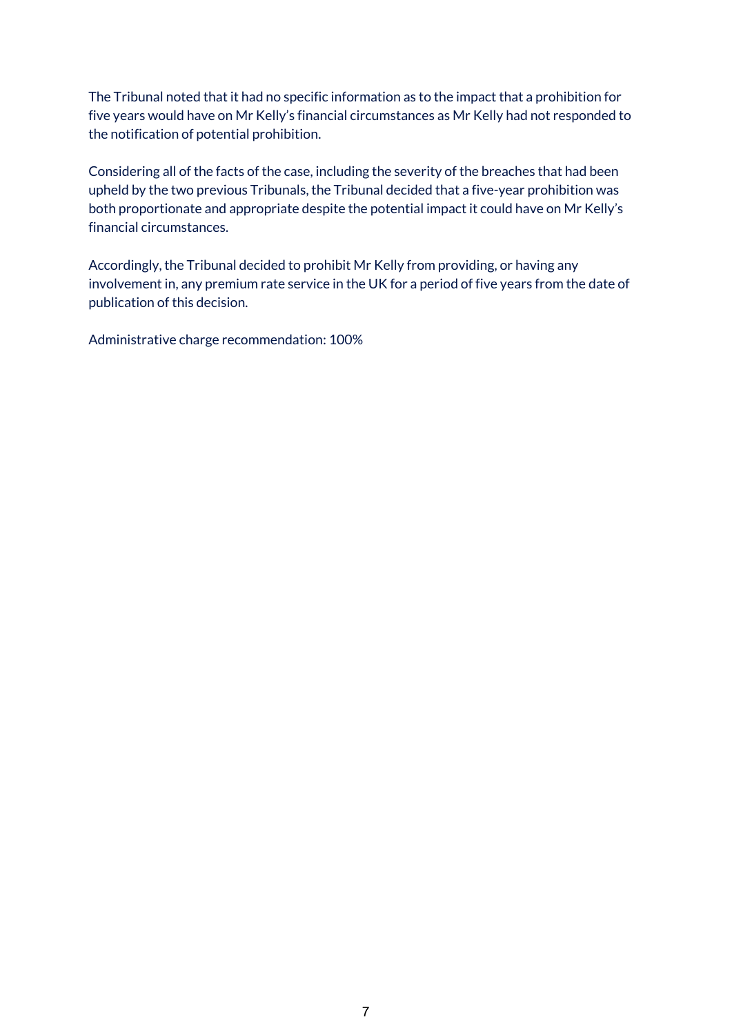The Tribunal noted that it had no specific information as to the impact that a prohibition for five years would have on Mr Kelly's financial circumstances as Mr Kelly had not responded to the notification of potential prohibition.

Considering all of the facts of the case, including the severity of the breaches that had been upheld by the two previous Tribunals, the Tribunal decided that a five-year prohibition was both proportionate and appropriate despite the potential impact it could have on Mr Kelly's financial circumstances.

Accordingly, the Tribunal decided to prohibit Mr Kelly from providing, or having any involvement in, any premium rate service in the UK for a period of five years from the date of publication of this decision.

Administrative charge recommendation: 100%